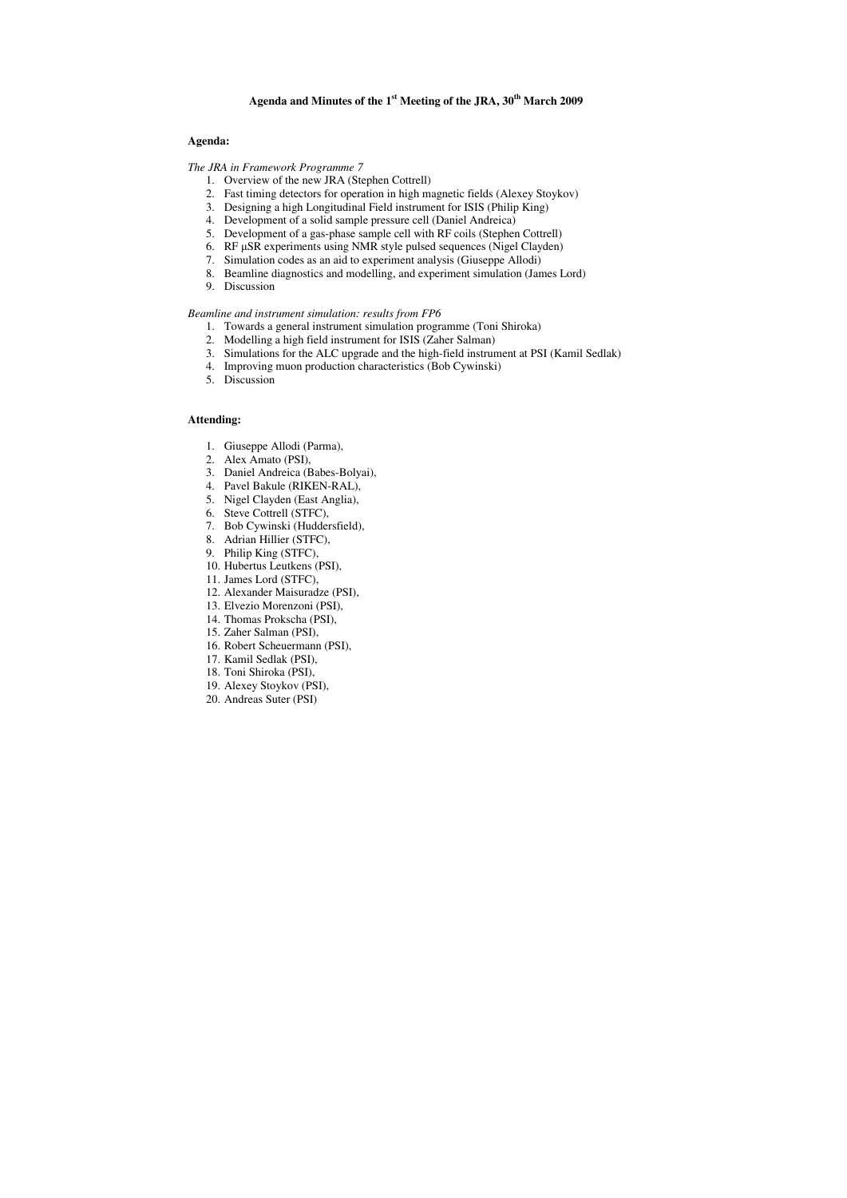# Agenda and Minutes of the 1st Meeting of the JRA, 30th March 2009

**Agenda:**

*The JRA in Framework Programme 7*

1. Overview of the new JRA (Stephen Cottrell)
2. Fast timing detectors for operation in high magnetic fields (Alexey Stoykov)
3. Designing a high Longitudinal Field instrument for ISIS (Philip King)
4. Development of a solid sample pressure cell (Daniel Andreica)
5. Development of a gas-phase sample cell with RF coils (Stephen Cottrell)
6. RF μSR experiments using NMR style pulsed sequences (Nigel Clayden)
7. Simulation codes as an aid to experiment analysis (Giuseppe Allodi)
8. Beamline diagnostics and modelling, and experiment simulation (James Lord)
9. Discussion

*Beamline and instrument simulation: results from FP6*

1. Towards a general instrument simulation programme (Toni Shiroka)
2. Modelling a high field instrument for ISIS (Zaher Salman)
3. Simulations for the ALC upgrade and the high-field instrument at PSI (Kamil Sedlak)
4. Improving muon production characteristics (Bob Cywinski)
5. Discussion

**Attending:**

1. Giuseppe Allodi (Parma),
2. Alex Amato (PSI),
3. Daniel Andreica (Babes-Bolyai),
4. Pavel Bakule (RIKEN-RAL),
5. Nigel Clayden (East Anglia),
6. Steve Cottrell (STFC),
7. Bob Cywinski (Huddersfield),
8. Adrian Hillier (STFC),
9. Philip King (STFC),
10. Hubertus Leutkens (PSI),
11. James Lord (STFC),
12. Alexander Maisuradze (PSI),
13. Elvezio Morenzoni (PSI),
14. Thomas Prokscha (PSI),
15. Zaher Salman (PSI),
16. Robert Scheuermann (PSI),
17. Kamil Sedlak (PSI),
18. Toni Shiroka (PSI),
19. Alexey Stoykov (PSI),
20. Andreas Suter (PSI)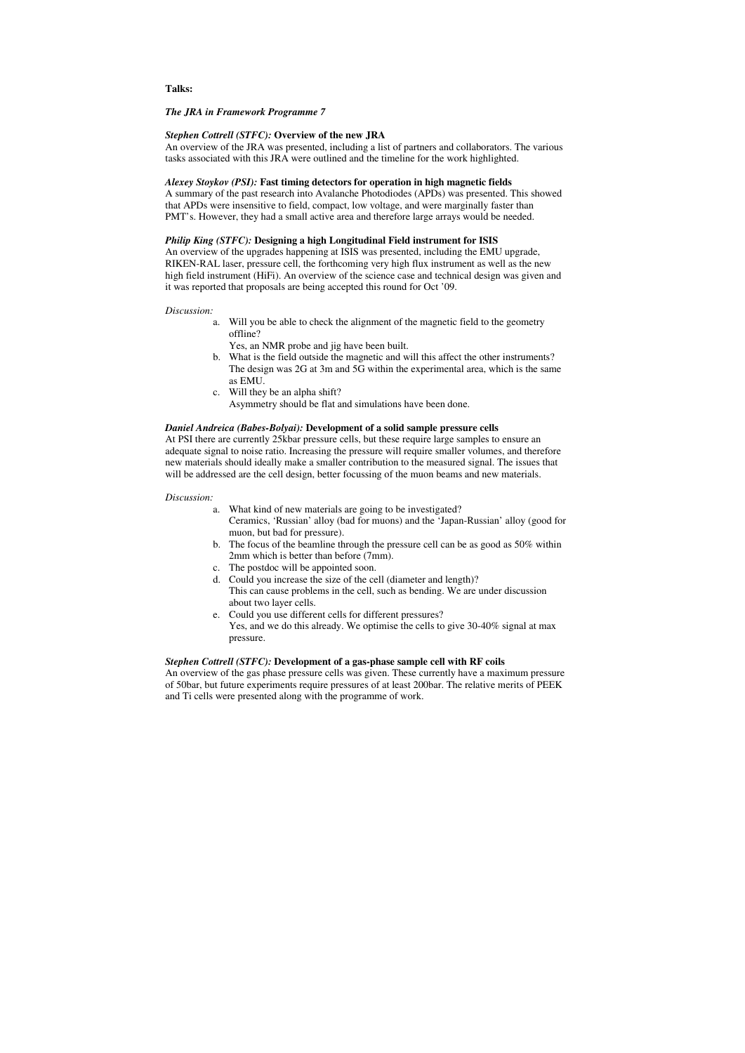**Talks:**

***The JRA in Framework Programme 7***

***Stephen Cottrell (STFC):*** **Overview of the new JRA**

An overview of the JRA was presented, including a list of partners and collaborators. The various tasks associated with this JRA were outlined and the timeline for the work highlighted.

***Alexey Stoykov (PSI):*** **Fast timing detectors for operation in high magnetic fields**

A summary of the past research into Avalanche Photodiodes (APDs) was presented. This showed that APDs were insensitive to field, compact, low voltage, and were marginally faster than PMT's. However, they had a small active area and therefore large arrays would be needed.

***Philip King (STFC):*** **Designing a high Longitudinal Field instrument for ISIS**

An overview of the upgrades happening at ISIS was presented, including the EMU upgrade, RIKEN-RAL laser, pressure cell, the forthcoming very high flux instrument as well as the new high field instrument (HiFi). An overview of the science case and technical design was given and it was reported that proposals are being accepted this round for Oct '09.

*Discussion:*

a. Will you be able to check the alignment of the magnetic field to the geometry offline?
   Yes, an NMR probe and jig have been built.
b. What is the field outside the magnetic and will this affect the other instruments?
   The design was 2G at 3m and 5G within the experimental area, which is the same as EMU.
c. Will they be an alpha shift?
   Asymmetry should be flat and simulations have been done.

***Daniel Andreica (Babes-Bolyai):*** **Development of a solid sample pressure cells**

At PSI there are currently 25kbar pressure cells, but these require large samples to ensure an adequate signal to noise ratio. Increasing the pressure will require smaller volumes, and therefore new materials should ideally make a smaller contribution to the measured signal. The issues that will be addressed are the cell design, better focussing of the muon beams and new materials.

*Discussion:*

a. What kind of new materials are going to be investigated?
   Ceramics, 'Russian' alloy (bad for muons) and the 'Japan-Russian' alloy (good for muon, but bad for pressure).
b. The focus of the beamline through the pressure cell can be as good as 50% within 2mm which is better than before (7mm).
c. The postdoc will be appointed soon.
d. Could you increase the size of the cell (diameter and length)?
   This can cause problems in the cell, such as bending. We are under discussion about two layer cells.
e. Could you use different cells for different pressures?
   Yes, and we do this already. We optimise the cells to give 30-40% signal at max pressure.

***Stephen Cottrell (STFC):*** **Development of a gas-phase sample cell with RF coils**

An overview of the gas phase pressure cells was given. These currently have a maximum pressure of 50bar, but future experiments require pressures of at least 200bar. The relative merits of PEEK and Ti cells were presented along with the programme of work.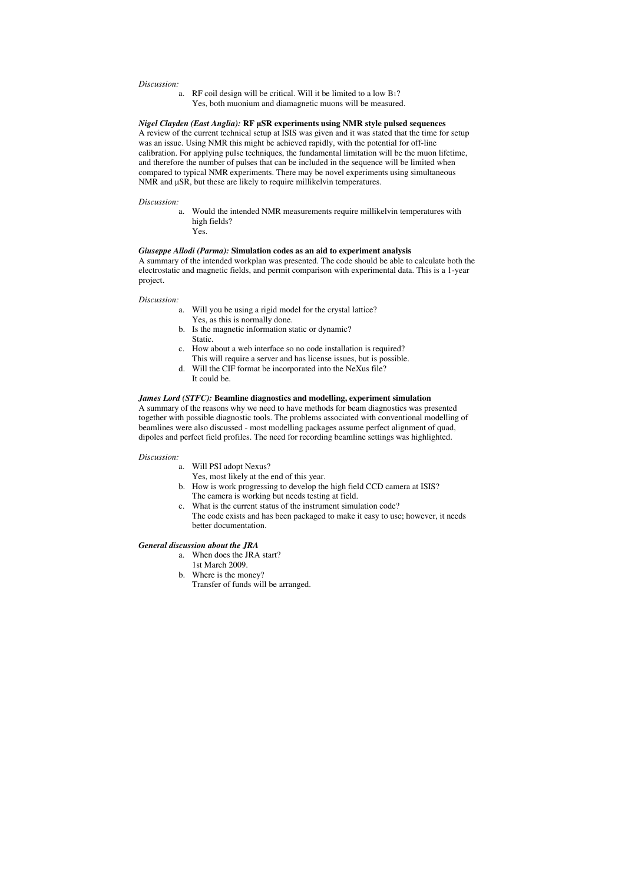*Discussion:*

a. RF coil design will be critical. Will it be limited to a low $B_1$?
   Yes, both muonium and diamagnetic muons will be measured.

***Nigel Clayden (East Anglia):*** **RF μSR experiments using NMR style pulsed sequences**
A review of the current technical setup at ISIS was given and it was stated that the time for setup was an issue. Using NMR this might be achieved rapidly, with the potential for off-line calibration. For applying pulse techniques, the fundamental limitation will be the muon lifetime, and therefore the number of pulses that can be included in the sequence will be limited when compared to typical NMR experiments. There may be novel experiments using simultaneous NMR and μSR, but these are likely to require millikelvin temperatures.

*Discussion:*

a. Would the intended NMR measurements require millikelvin temperatures with high fields?
   Yes.

***Giuseppe Allodi (Parma):*** **Simulation codes as an aid to experiment analysis**
A summary of the intended workplan was presented. The code should be able to calculate both the electrostatic and magnetic fields, and permit comparison with experimental data. This is a 1-year project.

*Discussion:*

a. Will you be using a rigid model for the crystal lattice?
   Yes, as this is normally done.
b. Is the magnetic information static or dynamic?
   Static.
c. How about a web interface so no code installation is required?
   This will require a server and has license issues, but is possible.
d. Will the CIF format be incorporated into the NeXus file?
   It could be.

***James Lord (STFC):*** **Beamline diagnostics and modelling, experiment simulation**
A summary of the reasons why we need to have methods for beam diagnostics was presented together with possible diagnostic tools. The problems associated with conventional modelling of beamlines were also discussed - most modelling packages assume perfect alignment of quad, dipoles and perfect field profiles. The need for recording beamline settings was highlighted.

*Discussion:*

a. Will PSI adopt Nexus?
   Yes, most likely at the end of this year.
b. How is work progressing to develop the high field CCD camera at ISIS?
   The camera is working but needs testing at field.
c. What is the current status of the instrument simulation code?
   The code exists and has been packaged to make it easy to use; however, it needs better documentation.

***General discussion about the JRA***

a. When does the JRA start?
   1st March 2009.
b. Where is the money?
   Transfer of funds will be arranged.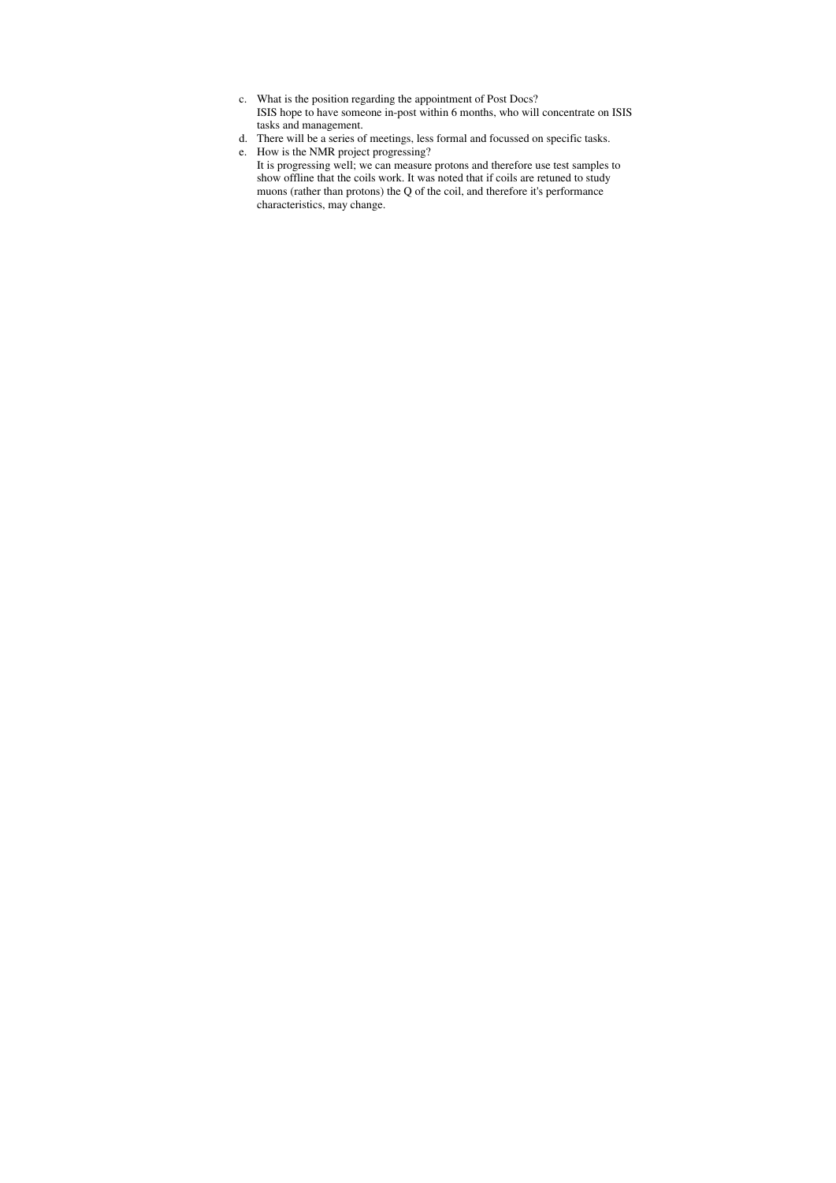c. What is the position regarding the appointment of Post Docs?
   ISIS hope to have someone in-post within 6 months, who will concentrate on ISIS tasks and management.
d. There will be a series of meetings, less formal and focussed on specific tasks.
e. How is the NMR project progressing?
   It is progressing well; we can measure protons and therefore use test samples to show offline that the coils work. It was noted that if coils are retuned to study muons (rather than protons) the Q of the coil, and therefore it's performance characteristics, may change.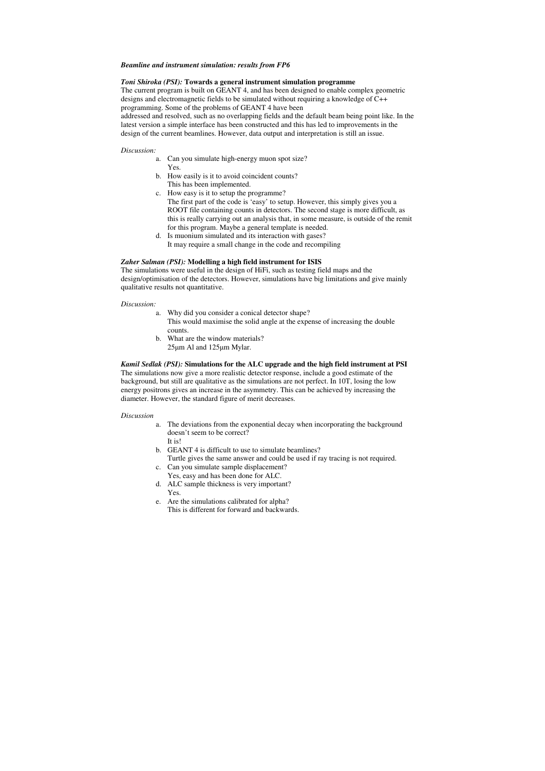***Beamline and instrument simulation: results from FP6***

***Toni Shiroka (PSI):*** **Towards a general instrument simulation programme**

The current program is built on GEANT 4, and has been designed to enable complex geometric designs and electromagnetic fields to be simulated without requiring a knowledge of C++ programming. Some of the problems of GEANT 4 have been addressed and resolved, such as no overlapping fields and the default beam being point like. In the latest version a simple interface has been constructed and this has led to improvements in the design of the current beamlines. However, data output and interpretation is still an issue.

*Discussion:*

a. Can you simulate high-energy muon spot size?
   Yes.
b. How easily is it to avoid coincident counts?
   This has been implemented.
c. How easy is it to setup the programme?
   The first part of the code is 'easy' to setup. However, this simply gives you a ROOT file containing counts in detectors. The second stage is more difficult, as this is really carrying out an analysis that, in some measure, is outside of the remit for this program. Maybe a general template is needed.
d. Is muonium simulated and its interaction with gases?
   It may require a small change in the code and recompiling

***Zaher Salman (PSI):*** **Modelling a high field instrument for ISIS**

The simulations were useful in the design of HiFi, such as testing field maps and the design/optimisation of the detectors. However, simulations have big limitations and give mainly qualitative results not quantitative.

*Discussion:*

a. Why did you consider a conical detector shape?
   This would maximise the solid angle at the expense of increasing the double counts.
b. What are the window materials?
   25μm Al and 125μm Mylar.

***Kamil Sedlak (PSI):*** **Simulations for the ALC upgrade and the high field instrument at PSI**

The simulations now give a more realistic detector response, include a good estimate of the background, but still are qualitative as the simulations are not perfect. In 10T, losing the low energy positrons gives an increase in the asymmetry. This can be achieved by increasing the diameter. However, the standard figure of merit decreases.

*Discussion*

a. The deviations from the exponential decay when incorporating the background doesn't seem to be correct?
   It is!
b. GEANT 4 is difficult to use to simulate beamlines?
   Turtle gives the same answer and could be used if ray tracing is not required.
c. Can you simulate sample displacement?
   Yes, easy and has been done for ALC.
d. ALC sample thickness is very important?
   Yes.
e. Are the simulations calibrated for alpha?
   This is different for forward and backwards.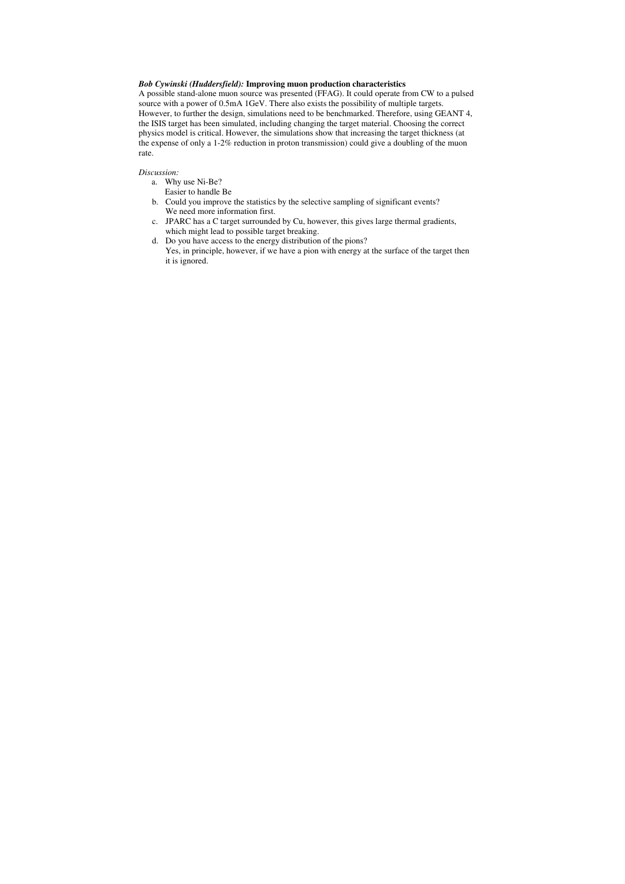***Bob Cywinski (Huddersfield):*** **Improving muon production characteristics**

A possible stand-alone muon source was presented (FFAG). It could operate from CW to a pulsed source with a power of 0.5mA 1GeV. There also exists the possibility of multiple targets. However, to further the design, simulations need to be benchmarked. Therefore, using GEANT 4, the ISIS target has been simulated, including changing the target material. Choosing the correct physics model is critical. However, the simulations show that increasing the target thickness (at the expense of only a 1-2% reduction in proton transmission) could give a doubling of the muon rate.

*Discussion:*

a. Why use Ni-Be?
   Easier to handle Be
b. Could you improve the statistics by the selective sampling of significant events?
   We need more information first.
c. JPARC has a C target surrounded by Cu, however, this gives large thermal gradients, which might lead to possible target breaking.
d. Do you have access to the energy distribution of the pions?
   Yes, in principle, however, if we have a pion with energy at the surface of the target then it is ignored.